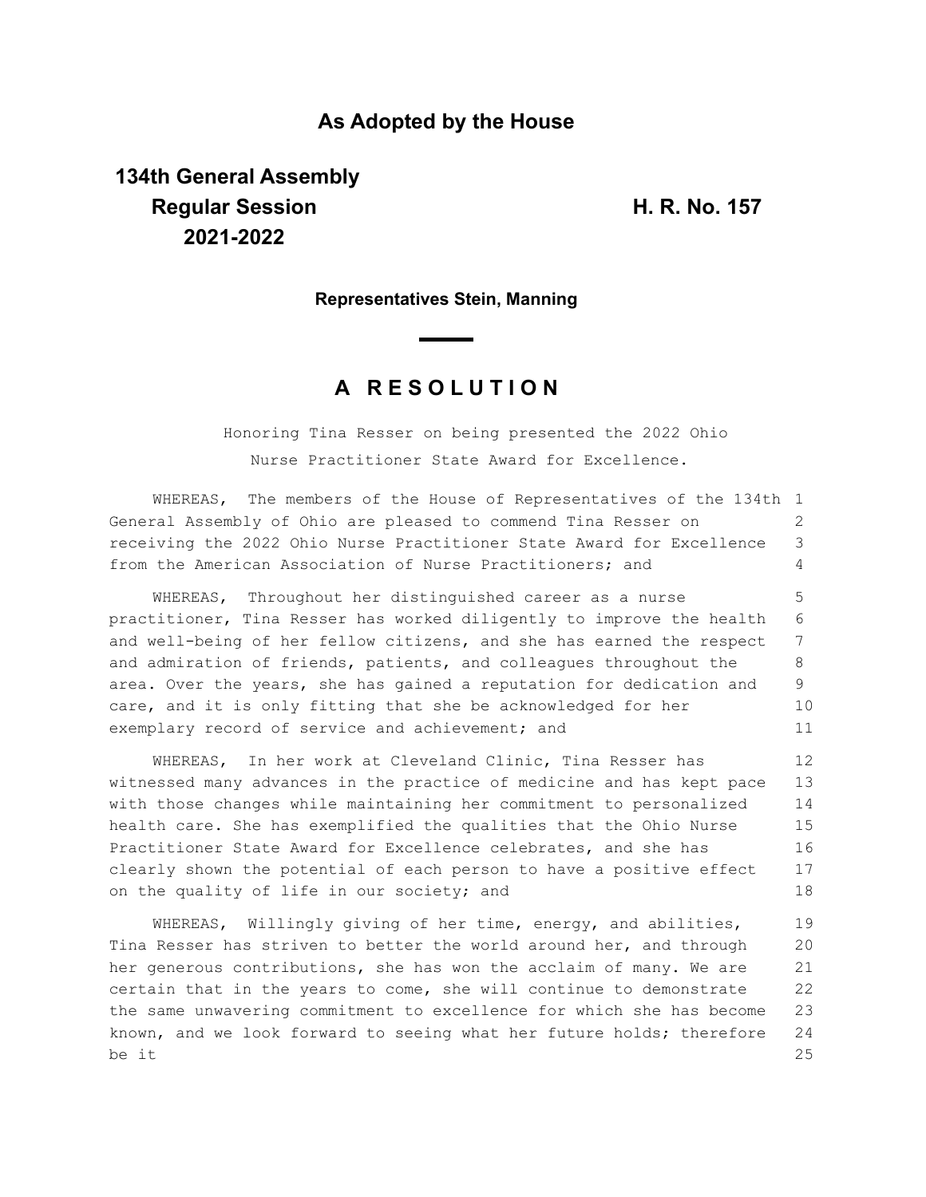## As Adopted by the House

**134th General Assembly**
**Regular Session**
**2021-2022**

**H. R. No. 157**

**Representatives Stein, Manning**

# A RESOLUTION

Honoring Tina Resser on being presented the 2022 Ohio Nurse Practitioner State Award for Excellence.

WHEREAS, The members of the House of Representatives of the 134th General Assembly of Ohio are pleased to commend Tina Resser on receiving the 2022 Ohio Nurse Practitioner State Award for Excellence from the American Association of Nurse Practitioners; and

WHEREAS, Throughout her distinguished career as a nurse practitioner, Tina Resser has worked diligently to improve the health and well-being of her fellow citizens, and she has earned the respect and admiration of friends, patients, and colleagues throughout the area. Over the years, she has gained a reputation for dedication and care, and it is only fitting that she be acknowledged for her exemplary record of service and achievement; and

WHEREAS, In her work at Cleveland Clinic, Tina Resser has witnessed many advances in the practice of medicine and has kept pace with those changes while maintaining her commitment to personalized health care. She has exemplified the qualities that the Ohio Nurse Practitioner State Award for Excellence celebrates, and she has clearly shown the potential of each person to have a positive effect on the quality of life in our society; and

WHEREAS, Willingly giving of her time, energy, and abilities, Tina Resser has striven to better the world around her, and through her generous contributions, she has won the acclaim of many. We are certain that in the years to come, she will continue to demonstrate the same unwavering commitment to excellence for which she has become known, and we look forward to seeing what her future holds; therefore be it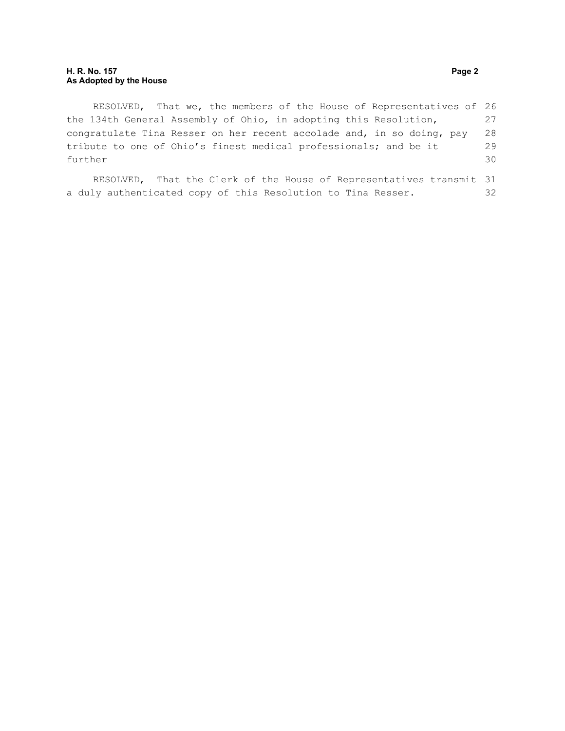RESOLVED, That we, the members of the House of Representatives of the 134th General Assembly of Ohio, in adopting this Resolution, congratulate Tina Resser on her recent accolade and, in so doing, pay tribute to one of Ohio's finest medical professionals; and be it further

RESOLVED, That the Clerk of the House of Representatives transmit a duly authenticated copy of this Resolution to Tina Resser.